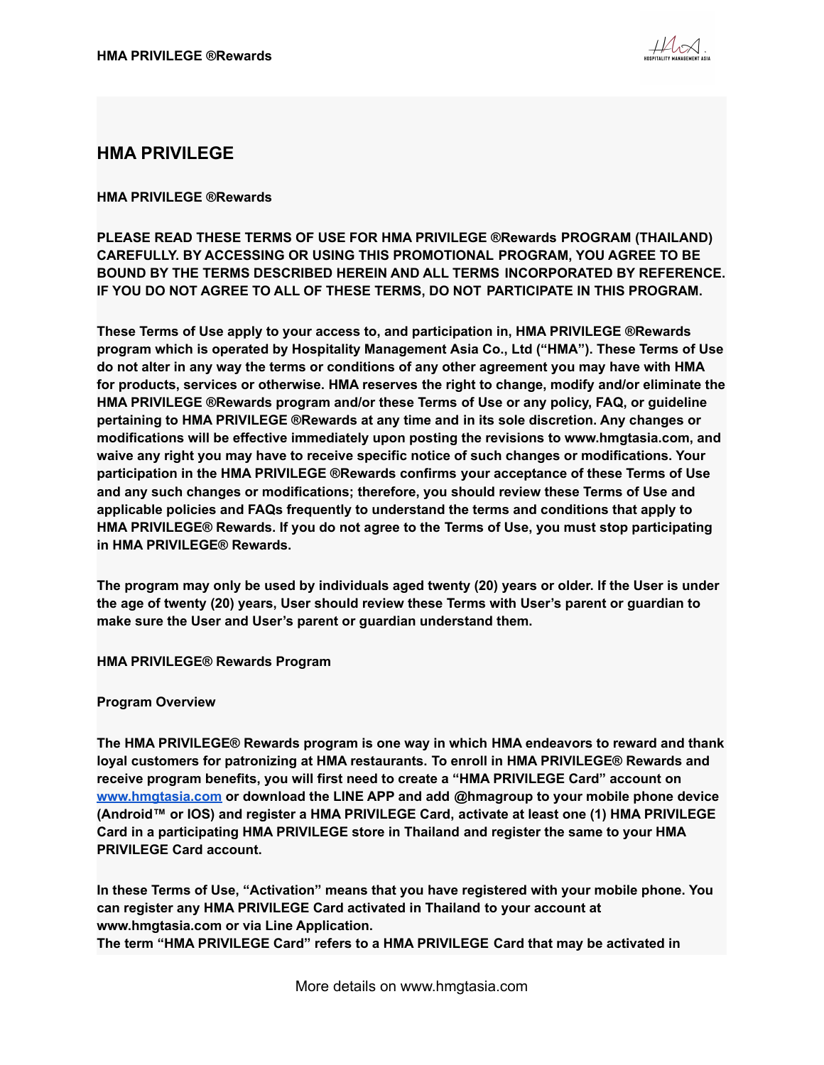## HMA PRIVILEGE

**HMA PRIVILEGE ®Rewards**

**PLEASE READ THESE TERMS OF USE FOR HMA PRIVILEGE ®Rewards PROGRAM (THAILAND) CAREFULLY. BY ACCESSING OR USING THIS PROMOTIONAL PROGRAM, YOU AGREE TO BE BOUND BY THE TERMS DESCRIBED HEREIN AND ALL TERMS INCORPORATED BY REFERENCE. IF YOU DO NOT AGREE TO ALL OF THESE TERMS, DO NOT PARTICIPATE IN THIS PROGRAM.**

**These Terms of Use apply to your access to, and participation in, HMA PRIVILEGE ®Rewards program which is operated by Hospitality Management Asia Co., Ltd ("HMA"). These Terms of Use do not alter in any way the terms or conditions of any other agreement you may have with HMA for products, services or otherwise. HMA reserves the right to change, modify and/or eliminate the HMA PRIVILEGE ®Rewards program and/or these Terms of Use or any policy, FAQ, or guideline pertaining to HMA PRIVILEGE ®Rewards at any time and in its sole discretion. Any changes or modifications will be effective immediately upon posting the revisions to www.hmgtasia.com, and waive any right you may have to receive specific notice of such changes or modifications. Your participation in the HMA PRIVILEGE ®Rewards confirms your acceptance of these Terms of Use and any such changes or modifications; therefore, you should review these Terms of Use and applicable policies and FAQs frequently to understand the terms and conditions that apply to HMA PRIVILEGE® Rewards. If you do not agree to the Terms of Use, you must stop participating in HMA PRIVILEGE® Rewards.**

**The program may only be used by individuals aged twenty (20) years or older. If the User is under the age of twenty (20) years, User should review these Terms with User's parent or guardian to make sure the User and User's parent or guardian understand them.**

**HMA PRIVILEGE® Rewards Program**

**Program Overview**

**The HMA PRIVILEGE® Rewards program is one way in which HMA endeavors to reward and thank loyal customers for patronizing at HMA restaurants. To enroll in HMA PRIVILEGE® Rewards and receive program benefits, you will first need to create a "HMA PRIVILEGE Card" account on [www.hmgtasia.com](http://www.hmgtasia.com) or download the LINE APP and add @hmagroup to your mobile phone device (Android™ or IOS) and register a HMA PRIVILEGE Card, activate at least one (1) HMA PRIVILEGE Card in a participating HMA PRIVILEGE store in Thailand and register the same to your HMA PRIVILEGE Card account.**

**In these Terms of Use, "Activation" means that you have registered with your mobile phone. You can register any HMA PRIVILEGE Card activated in Thailand to your account at www.hmgtasia.com or via Line Application.**
**The term "HMA PRIVILEGE Card" refers to a HMA PRIVILEGE Card that may be activated in**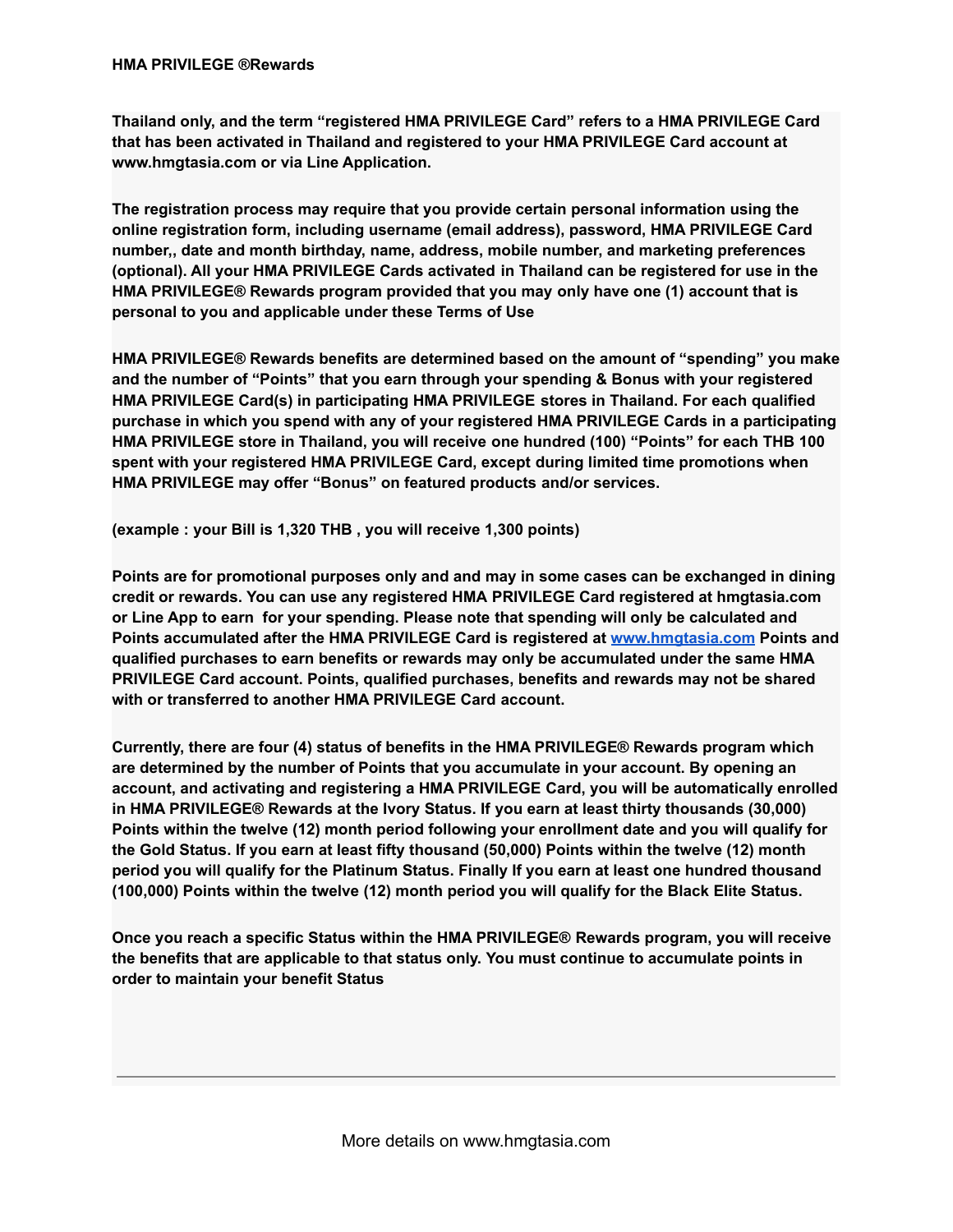**HMA PRIVILEGE ®Rewards**

**Thailand only, and the term "registered HMA PRIVILEGE Card" refers to a HMA PRIVILEGE Card that has been activated in Thailand and registered to your HMA PRIVILEGE Card account at www.hmgtasia.com or via Line Application.**

**The registration process may require that you provide certain personal information using the online registration form, including username (email address), password, HMA PRIVILEGE Card number,, date and month birthday, name, address, mobile number, and marketing preferences (optional). All your HMA PRIVILEGE Cards activated in Thailand can be registered for use in the HMA PRIVILEGE® Rewards program provided that you may only have one (1) account that is personal to you and applicable under these Terms of Use**

**HMA PRIVILEGE® Rewards benefits are determined based on the amount of "spending" you make and the number of "Points" that you earn through your spending & Bonus with your registered HMA PRIVILEGE Card(s) in participating HMA PRIVILEGE stores in Thailand. For each qualified purchase in which you spend with any of your registered HMA PRIVILEGE Cards in a participating HMA PRIVILEGE store in Thailand, you will receive one hundred (100) "Points" for each THB 100 spent with your registered HMA PRIVILEGE Card, except during limited time promotions when HMA PRIVILEGE may offer "Bonus" on featured products and/or services.**

**(example : your Bill is 1,320 THB , you will receive 1,300 points)**

**Points are for promotional purposes only and and may in some cases can be exchanged in dining credit or rewards. You can use any registered HMA PRIVILEGE Card registered at hmgtasia.com or Line App to earn for your spending. Please note that spending will only be calculated and Points accumulated after the HMA PRIVILEGE Card is registered at [www.hmgtasia.com](http://www.hmgtasia.com) Points and qualified purchases to earn benefits or rewards may only be accumulated under the same HMA PRIVILEGE Card account. Points, qualified purchases, benefits and rewards may not be shared with or transferred to another HMA PRIVILEGE Card account.**

**Currently, there are four (4) status of benefits in the HMA PRIVILEGE® Rewards program which are determined by the number of Points that you accumulate in your account. By opening an account, and activating and registering a HMA PRIVILEGE Card, you will be automatically enrolled in HMA PRIVILEGE® Rewards at the Ivory Status. If you earn at least thirty thousands (30,000) Points within the twelve (12) month period following your enrollment date and you will qualify for the Gold Status. If you earn at least fifty thousand (50,000) Points within the twelve (12) month period you will qualify for the Platinum Status. Finally If you earn at least one hundred thousand (100,000) Points within the twelve (12) month period you will qualify for the Black Elite Status.**

**Once you reach a specific Status within the HMA PRIVILEGE® Rewards program, you will receive the benefits that are applicable to that status only. You must continue to accumulate points in order to maintain your benefit Status**

---

More details on www.hmgtasia.com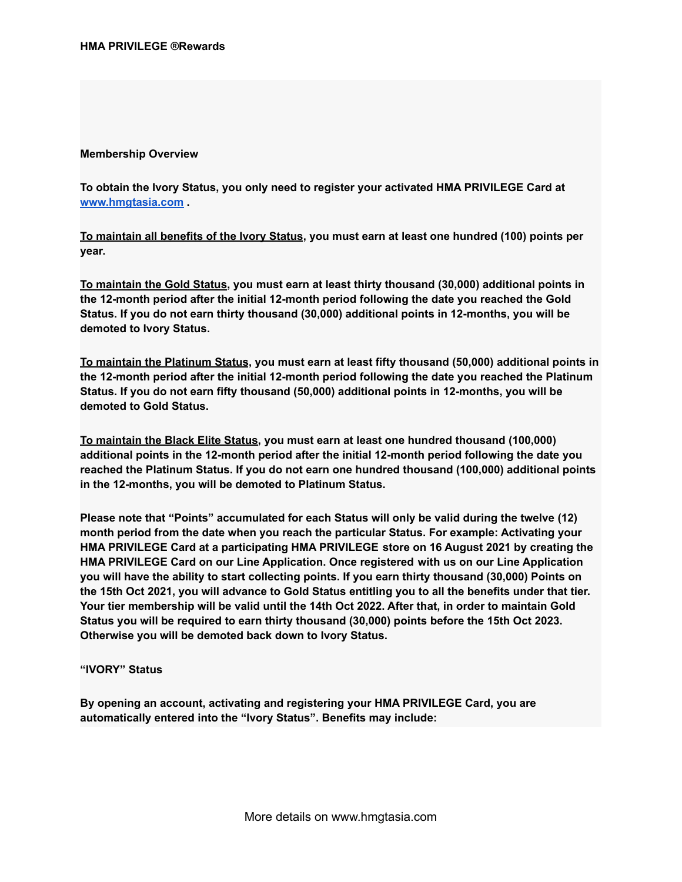**Membership Overview**

**To obtain the Ivory Status, you only need to register your activated HMA PRIVILEGE Card at [www.hmgtasia.com](http://www.hmgtasia.com) .**

**To maintain all benefits of the Ivory Status, you must earn at least one hundred (100) points per year.**

**To maintain the Gold Status, you must earn at least thirty thousand (30,000) additional points in the 12-month period after the initial 12-month period following the date you reached the Gold Status. If you do not earn thirty thousand (30,000) additional points in 12-months, you will be demoted to Ivory Status.**

**To maintain the Platinum Status, you must earn at least fifty thousand (50,000) additional points in the 12-month period after the initial 12-month period following the date you reached the Platinum Status. If you do not earn fifty thousand (50,000) additional points in 12-months, you will be demoted to Gold Status.**

**To maintain the Black Elite Status, you must earn at least one hundred thousand (100,000) additional points in the 12-month period after the initial 12-month period following the date you reached the Platinum Status. If you do not earn one hundred thousand (100,000) additional points in the 12-months, you will be demoted to Platinum Status.**

**Please note that "Points" accumulated for each Status will only be valid during the twelve (12) month period from the date when you reach the particular Status. For example: Activating your HMA PRIVILEGE Card at a participating HMA PRIVILEGE store on 16 August 2021 by creating the HMA PRIVILEGE Card on our Line Application. Once registered with us on our Line Application you will have the ability to start collecting points. If you earn thirty thousand (30,000) Points on the 15th Oct 2021, you will advance to Gold Status entitling you to all the benefits under that tier. Your tier membership will be valid until the 14th Oct 2022. After that, in order to maintain Gold Status you will be required to earn thirty thousand (30,000) points before the 15th Oct 2023. Otherwise you will be demoted back down to Ivory Status.**

**"IVORY" Status**

**By opening an account, activating and registering your HMA PRIVILEGE Card, you are automatically entered into the "Ivory Status". Benefits may include:**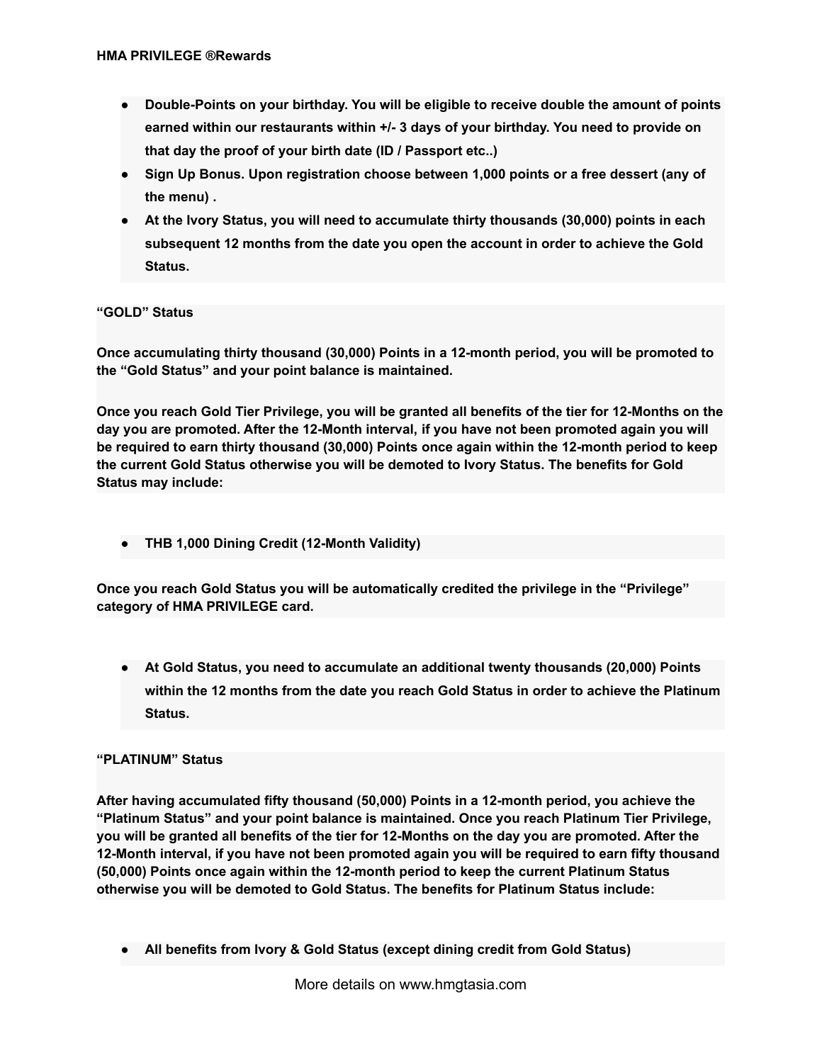- **Double-Points on your birthday. You will be eligible to receive double the amount of points earned within our restaurants within +/- 3 days of your birthday. You need to provide on that day the proof of your birth date (ID / Passport etc..)**
- **Sign Up Bonus. Upon registration choose between 1,000 points or a free dessert (any of the menu) .**
- **At the Ivory Status, you will need to accumulate thirty thousands (30,000) points in each subsequent 12 months from the date you open the account in order to achieve the Gold Status.**

**“GOLD” Status**

**Once accumulating thirty thousand (30,000) Points in a 12-month period, you will be promoted to the “Gold Status” and your point balance is maintained.**

**Once you reach Gold Tier Privilege, you will be granted all benefits of the tier for 12-Months on the day you are promoted. After the 12-Month interval, if you have not been promoted again you will be required to earn thirty thousand (30,000) Points once again within the 12-month period to keep the current Gold Status otherwise you will be demoted to Ivory Status. The benefits for Gold Status may include:**

- **THB 1,000 Dining Credit (12-Month Validity)**

**Once you reach Gold Status you will be automatically credited the privilege in the “Privilege” category of HMA PRIVILEGE card.**

- **At Gold Status, you need to accumulate an additional twenty thousands (20,000) Points within the 12 months from the date you reach Gold Status in order to achieve the Platinum Status.**

**“PLATINUM” Status**

**After having accumulated fifty thousand (50,000) Points in a 12-month period, you achieve the “Platinum Status” and your point balance is maintained. Once you reach Platinum Tier Privilege, you will be granted all benefits of the tier for 12-Months on the day you are promoted. After the 12-Month interval, if you have not been promoted again you will be required to earn fifty thousand (50,000) Points once again within the 12-month period to keep the current Platinum Status otherwise you will be demoted to Gold Status. The benefits for Platinum Status include:**

- **All benefits from Ivory & Gold Status (except dining credit from Gold Status)**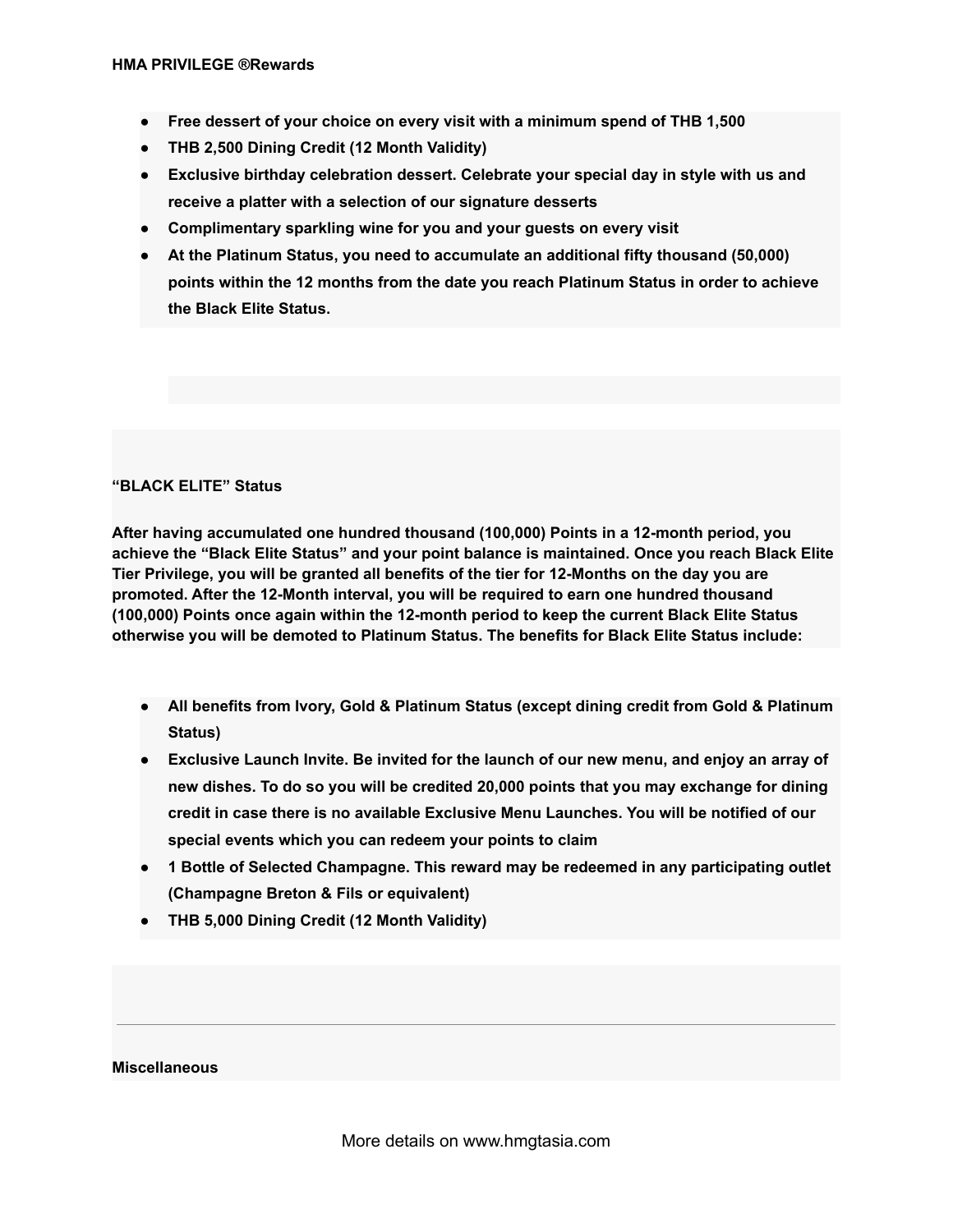- **Free dessert of your choice on every visit with a minimum spend of THB 1,500**
- **THB 2,500 Dining Credit (12 Month Validity)**
- **Exclusive birthday celebration dessert. Celebrate your special day in style with us and receive a platter with a selection of our signature desserts**
- **Complimentary sparkling wine for you and your guests on every visit**
- **At the Platinum Status, you need to accumulate an additional fifty thousand (50,000) points within the 12 months from the date you reach Platinum Status in order to achieve the Black Elite Status.**

**"BLACK ELITE" Status**

**After having accumulated one hundred thousand (100,000) Points in a 12-month period, you achieve the "Black Elite Status" and your point balance is maintained. Once you reach Black Elite Tier Privilege, you will be granted all benefits of the tier for 12-Months on the day you are promoted. After the 12-Month interval, you will be required to earn one hundred thousand (100,000) Points once again within the 12-month period to keep the current Black Elite Status otherwise you will be demoted to Platinum Status. The benefits for Black Elite Status include:**

- **All benefits from Ivory, Gold & Platinum Status (except dining credit from Gold & Platinum Status)**
- **Exclusive Launch Invite. Be invited for the launch of our new menu, and enjoy an array of new dishes. To do so you will be credited 20,000 points that you may exchange for dining credit in case there is no available Exclusive Menu Launches. You will be notified of our special events which you can redeem your points to claim**
- **1 Bottle of Selected Champagne. This reward may be redeemed in any participating outlet (Champagne Breton & Fils or equivalent)**
- **THB 5,000 Dining Credit (12 Month Validity)**

---

**Miscellaneous**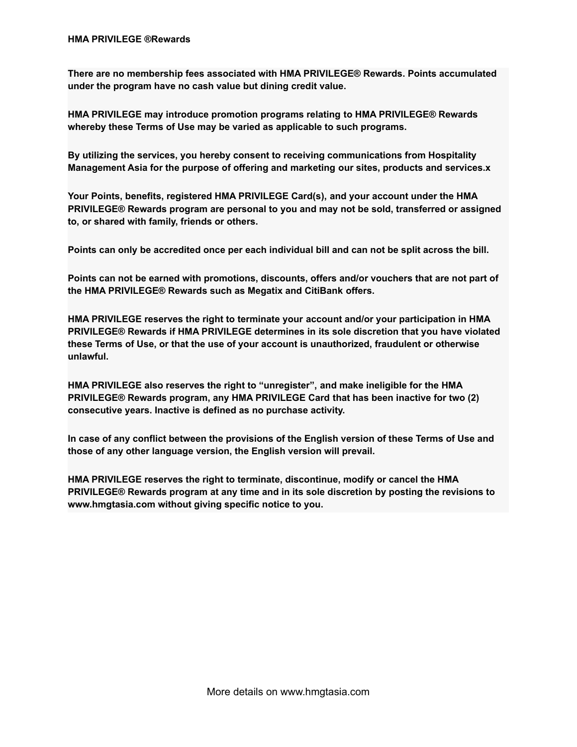**HMA PRIVILEGE ®Rewards**

**There are no membership fees associated with HMA PRIVILEGE® Rewards. Points accumulated under the program have no cash value but dining credit value.**

**HMA PRIVILEGE may introduce promotion programs relating to HMA PRIVILEGE® Rewards whereby these Terms of Use may be varied as applicable to such programs.**

**By utilizing the services, you hereby consent to receiving communications from Hospitality Management Asia for the purpose of offering and marketing our sites, products and services.x**

**Your Points, benefits, registered HMA PRIVILEGE Card(s), and your account under the HMA PRIVILEGE® Rewards program are personal to you and may not be sold, transferred or assigned to, or shared with family, friends or others.**

**Points can only be accredited once per each individual bill and can not be split across the bill.**

**Points can not be earned with promotions, discounts, offers and/or vouchers that are not part of the HMA PRIVILEGE® Rewards such as Megatix and CitiBank offers.**

**HMA PRIVILEGE reserves the right to terminate your account and/or your participation in HMA PRIVILEGE® Rewards if HMA PRIVILEGE determines in its sole discretion that you have violated these Terms of Use, or that the use of your account is unauthorized, fraudulent or otherwise unlawful.**

**HMA PRIVILEGE also reserves the right to "unregister", and make ineligible for the HMA PRIVILEGE® Rewards program, any HMA PRIVILEGE Card that has been inactive for two (2) consecutive years. Inactive is defined as no purchase activity.**

**In case of any conflict between the provisions of the English version of these Terms of Use and those of any other language version, the English version will prevail.**

**HMA PRIVILEGE reserves the right to terminate, discontinue, modify or cancel the HMA PRIVILEGE® Rewards program at any time and in its sole discretion by posting the revisions to www.hmgtasia.com without giving specific notice to you.**

More details on www.hmgtasia.com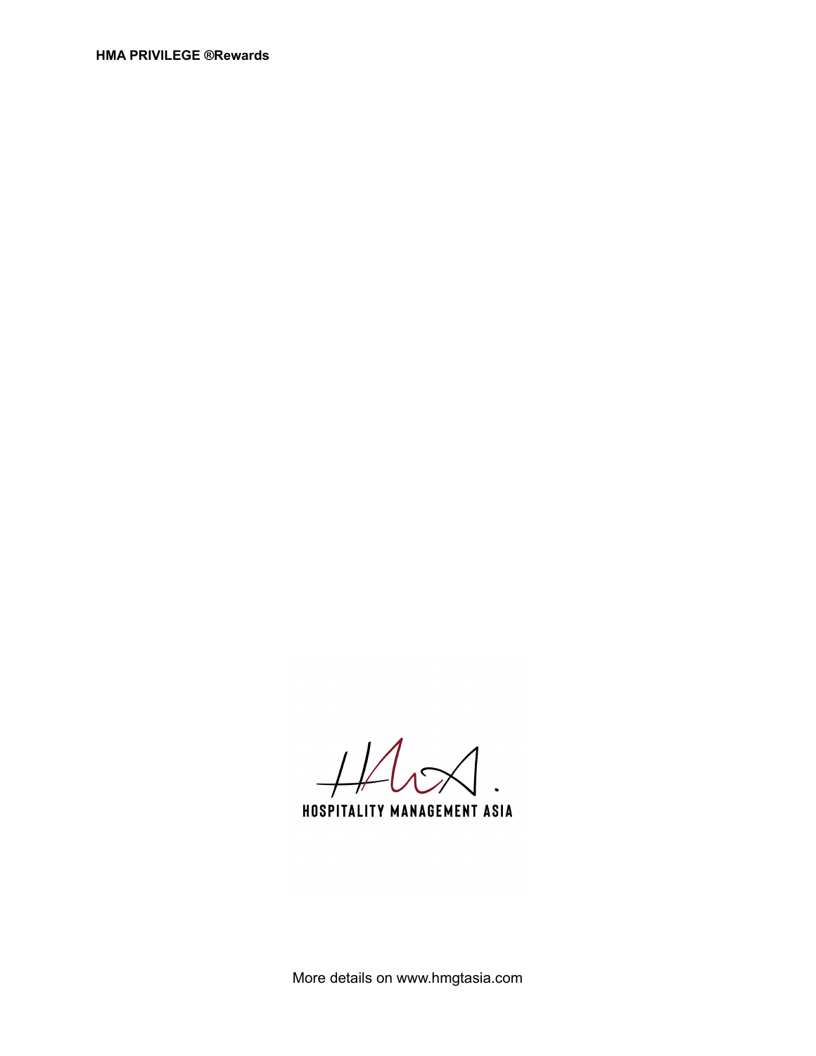HOSPITALITY MANAGEMENT ASIA

More details on www.hmgtasia.com